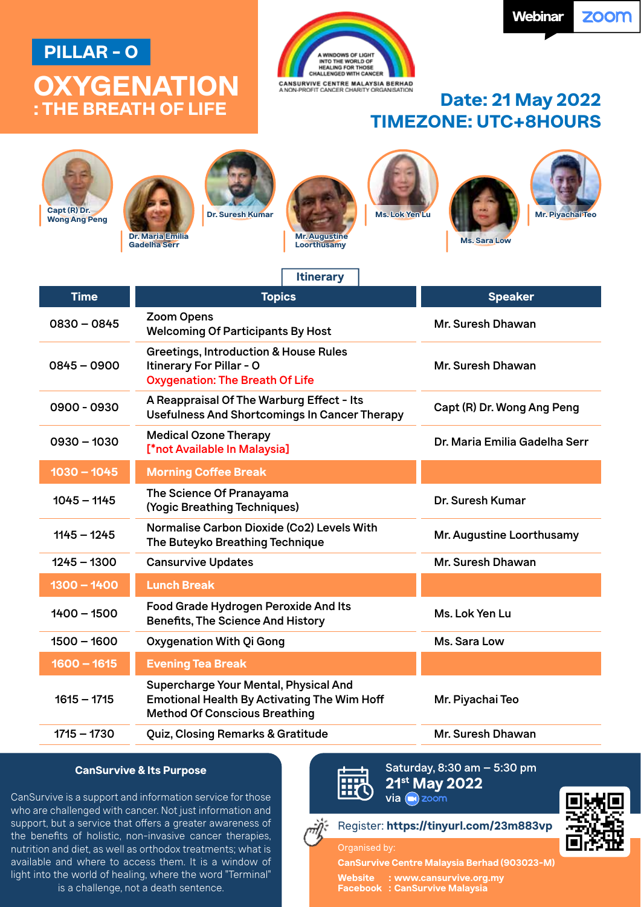Webinar zoom

# PILLAR - O

# OXYGENATION
## : THE BREATH OF LIFE

A WINDOWS OF LIGHT INTO THE WORLD OF HEALING FOR THOSE CHALLENGED WITH CANCER
CANSURVIVE CENTRE MALAYSIA BERHAD
A NON-PROFIT CANCER CHARITY ORGANISATION

**Date: 21 May 2022**
**TIMEZONE: UTC+8HOURS**

Capt (R) Dr. Wong Ang Peng · Dr. Maria Emilia Gadelha Serr · Dr. Suresh Kumar · Mr. Augustine Loorthusamy · Ms. Lok Yen Lu · Ms. Sara Low · Mr. Piyachai Teo

## Itinerary

| Time | Topics | Speaker |
|---|---|---|
| 0830 – 0845 | Zoom Opens<br>Welcoming Of Participants By Host | Mr. Suresh Dhawan |
| 0845 – 0900 | Greetings, Introduction & House Rules<br>Itinerary For Pillar - O<br>Oxygenation: The Breath Of Life | Mr. Suresh Dhawan |
| 0900 - 0930 | A Reappraisal Of The Warburg Effect - Its Usefulness And Shortcomings In Cancer Therapy | Capt (R) Dr. Wong Ang Peng |
| 0930 – 1030 | Medical Ozone Therapy<br>[*not Available In Malaysia] | Dr. Maria Emilia Gadelha Serr |
| **1030 – 1045** | **Morning Coffee Break** | |
| 1045 – 1145 | The Science Of Pranayama<br>(Yogic Breathing Techniques) | Dr. Suresh Kumar |
| 1145 – 1245 | Normalise Carbon Dioxide (Co2) Levels With The Buteyko Breathing Technique | Mr. Augustine Loorthusamy |
| 1245 – 1300 | Cansurvive Updates | Mr. Suresh Dhawan |
| **1300 – 1400** | **Lunch Break** | |
| 1400 – 1500 | Food Grade Hydrogen Peroxide And Its Benefits, The Science And History | Ms. Lok Yen Lu |
| 1500 – 1600 | Oxygenation With Qi Gong | Ms. Sara Low |
| **1600 – 1615** | **Evening Tea Break** | |
| 1615 – 1715 | Supercharge Your Mental, Physical And Emotional Health By Activating The Wim Hoff Method Of Conscious Breathing | Mr. Piyachai Teo |
| 1715 – 1730 | Quiz, Closing Remarks & Gratitude | Mr. Suresh Dhawan |

### CanSurvive & Its Purpose

CanSurvive is a support and information service for those who are challenged with cancer. Not just information and support, but a service that offers a greater awareness of the benefits of holistic, non-invasive cancer therapies, nutrition and diet, as well as orthodox treatments; what is available and where to access them. It is a window of light into the world of healing, where the word "Terminal" is a challenge, not a death sentence.

Saturday, 8:30 am – 5:30 pm
**21st May 2022**
via zoom

Register: **https://tinyurl.com/23m883vp**

Organised by:
**CanSurvive Centre Malaysia Berhad (903023-M)**
**Website : www.cansurvive.org.my**
**Facebook : CanSurvive Malaysia**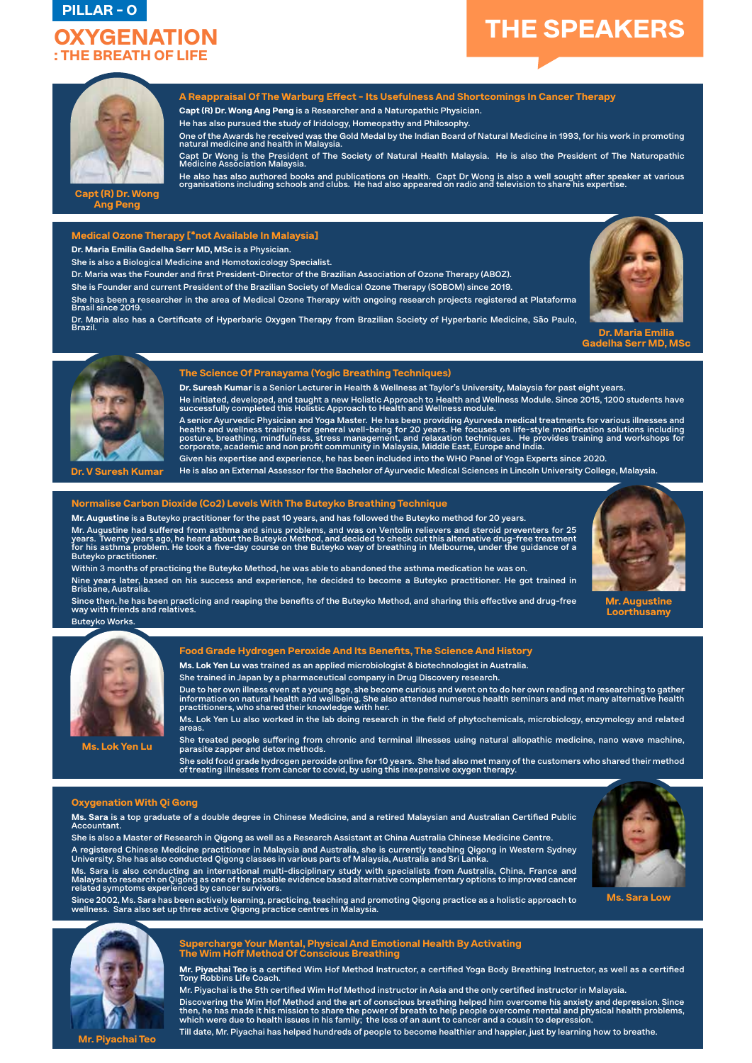PILLAR - O

# OXYGENATION
## : THE BREATH OF LIFE

# THE SPEAKERS

### A Reappraisal Of The Warburg Effect - Its Usefulness And Shortcomings In Cancer Therapy

**Capt (R) Dr. Wong Ang Peng**

**Capt (R) Dr. Wong Ang Peng** is a Researcher and a Naturopathic Physician.

He has also pursued the study of Iridology, Homeopathy and Philosophy.

One of the Awards he received was the Gold Medal by the Indian Board of Natural Medicine in 1993, for his work in promoting natural medicine and health in Malaysia.

Capt Dr Wong is the President of The Society of Natural Health Malaysia. He is also the President of The Naturopathic Medicine Association Malaysia.

He also has also authored books and publications on Health. Capt Dr Wong is also a well sought after speaker at various organisations including schools and clubs. He had also appeared on radio and television to share his expertise.

### Medical Ozone Therapy [*not Available In Malaysia]

**Dr. Maria Emilia Gadelha Serr MD, MSc**

**Dr. Maria Emilia Gadelha Serr MD, MSc** is a Physician.

She is also a Biological Medicine and Homotoxicology Specialist.

Dr. Maria was the Founder and first President-Director of the Brazilian Association of Ozone Therapy (ABOZ).

She is Founder and current President of the Brazilian Society of Medical Ozone Therapy (SOBOM) since 2019.

She has been a researcher in the area of Medical Ozone Therapy with ongoing research projects registered at Plataforma Brasil since 2019.

Dr. Maria also has a Certificate of Hyperbaric Oxygen Therapy from Brazilian Society of Hyperbaric Medicine, São Paulo, Brazil.

### The Science Of Pranayama (Yogic Breathing Techniques)

**Dr. V Suresh Kumar**

**Dr. Suresh Kumar** is a Senior Lecturer in Health & Wellness at Taylor's University, Malaysia for past eight years.

He initiated, developed, and taught a new Holistic Approach to Health and Wellness Module. Since 2015, 1200 students have successfully completed this Holistic Approach to Health and Wellness module.

A senior Ayurvedic Physician and Yoga Master. He has been providing Ayurveda medical treatments for various illnesses and health and wellness training for general well-being for 20 years. He focuses on life-style modification solutions including posture, breathing, mindfulness, stress management, and relaxation techniques. He provides training and workshops for corporate, academic and non profit community in Malaysia, Middle East, Europe and India.

Given his expertise and experience, he has been included into the WHO Panel of Yoga Experts since 2020.

He is also an External Assessor for the Bachelor of Ayurvedic Medical Sciences in Lincoln University College, Malaysia.

### Normalise Carbon Dioxide (Co2) Levels With The Buteyko Breathing Technique

**Mr. Augustine Loorthusamy**

**Mr. Augustine** is a Buteyko practitioner for the past 10 years, and has followed the Buteyko method for 20 years.

Mr. Augustine had suffered from asthma and sinus problems, and was on Ventolin relievers and steroid preventers for 25 years. Twenty years ago, he heard about the Buteyko Method, and decided to check out this alternative drug-free treatment for his asthma problem. He took a five-day course on the Buteyko way of breathing in Melbourne, under the guidance of a Buteyko practitioner.

Within 3 months of practicing the Buteyko Method, he was able to abandoned the asthma medication he was on.

Nine years later, based on his success and experience, he decided to become a Buteyko practitioner. He got trained in Brisbane, Australia.

Since then, he has been practicing and reaping the benefits of the Buteyko Method, and sharing this effective and drug-free way with friends and relatives.

Buteyko Works.

### Food Grade Hydrogen Peroxide And Its Benefits, The Science And History

**Ms. Lok Yen Lu**

**Ms. Lok Yen Lu** was trained as an applied microbiologist & biotechnologist in Australia.

She trained in Japan by a pharmaceutical company in Drug Discovery research.

Due to her own illness even at a young age, she become curious and went on to do her own reading and researching to gather information on natural health and wellbeing. She also attended numerous health seminars and met many alternative health practitioners, who shared their knowledge with her.

Ms. Lok Yen Lu also worked in the lab doing research in the field of phytochemicals, microbiology, enzymology and related areas.

She treated people suffering from chronic and terminal illnesses using natural allopathic medicine, nano wave machine, parasite zapper and detox methods.

She sold food grade hydrogen peroxide online for 10 years. She had also met many of the customers who shared their method of treating illnesses from cancer to covid, by using this inexpensive oxygen therapy.

### Oxygenation With Qi Gong

**Ms. Sara Low**

**Ms. Sara** is a top graduate of a double degree in Chinese Medicine, and a retired Malaysian and Australian Certified Public Accountant.

She is also a Master of Research in Qigong as well as a Research Assistant at China Australia Chinese Medicine Centre.

A registered Chinese Medicine practitioner in Malaysia and Australia, she is currently teaching Qigong in Western Sydney University. She has also conducted Qigong classes in various parts of Malaysia, Australia and Sri Lanka.

Ms. Sara is also conducting an international multi-disciplinary study with specialists from Australia, China, France and Malaysia to research on Qigong as one of the possible evidence based alternative complementary options to improved cancer related symptoms experienced by cancer survivors.

Since 2002, Ms. Sara has been actively learning, practicing, teaching and promoting Qigong practice as a holistic approach to wellness. Sara also set up three active Qigong practice centres in Malaysia.

### Supercharge Your Mental, Physical And Emotional Health By Activating The Wim Hoff Method Of Conscious Breathing

**Mr. Piyachai Teo**

**Mr. Piyachai Teo** is a certified Wim Hof Method Instructor, a certified Yoga Body Breathing Instructor, as well as a certified Tony Robbins Life Coach.

Mr. Piyachai is the 5th certified Wim Hof Method instructor in Asia and the only certified instructor in Malaysia.

Discovering the Wim Hof Method and the art of conscious breathing helped him overcome his anxiety and depression. Since then, he has made it his mission to share the power of breath to help people overcome mental and physical health problems, which were due to health issues in his family; the loss of an aunt to cancer and a cousin to depression.

Till date, Mr. Piyachai has helped hundreds of people to become healthier and happier, just by learning how to breathe.